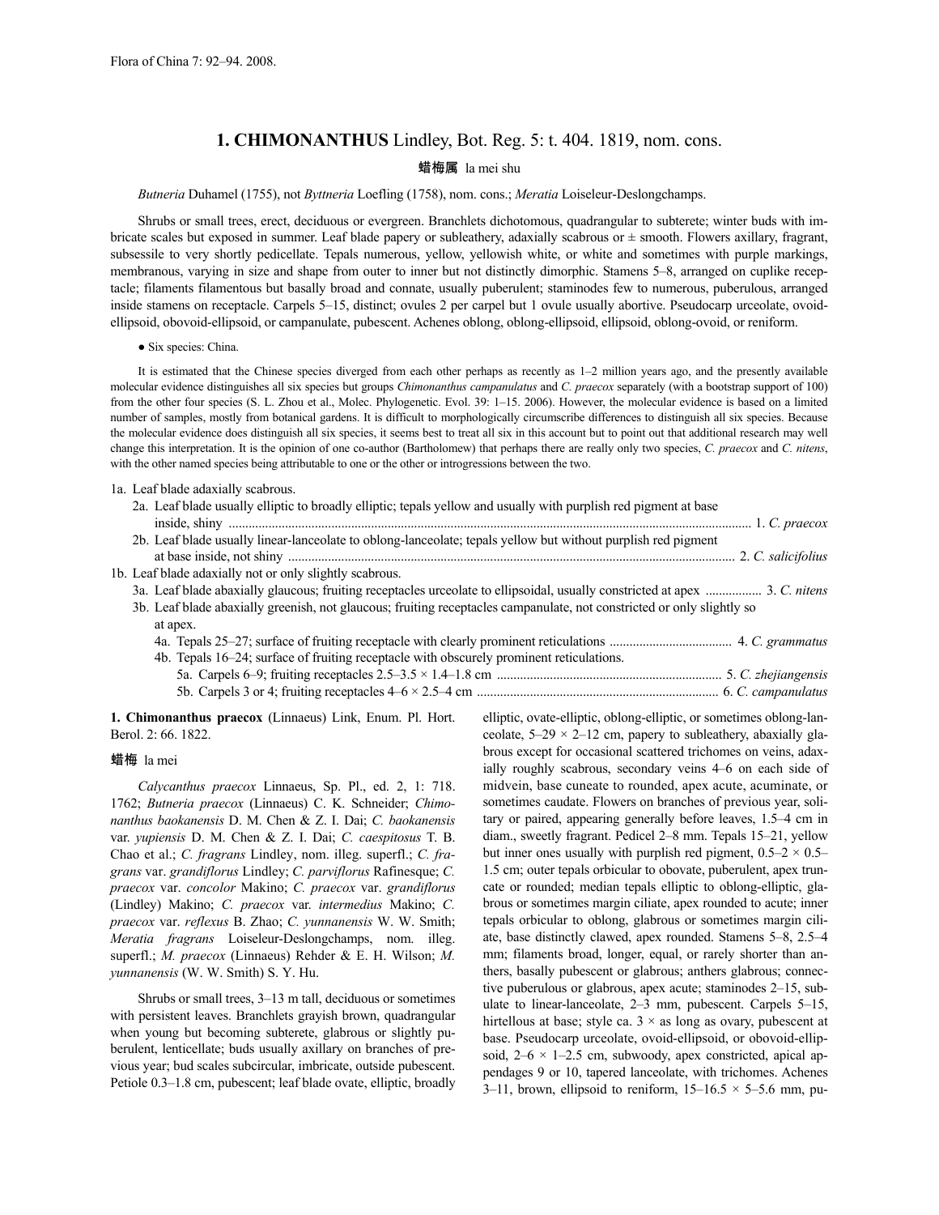# 1. CHIMONANTHUS Lindley, Bot. Reg. 5: t. 404. 1819, nom. cons.

蜡梅属 la mei shu

*Butneria* Duhamel (1755), not *Byttneria* Loefling (1758), nom. cons.; *Meratia* Loiseleur-Deslongchamps.

Shrubs or small trees, erect, deciduous or evergreen. Branchlets dichotomous, quadrangular to subterete; winter buds with imbricate scales but exposed in summer. Leaf blade papery or subleathery, adaxially scabrous or ± smooth. Flowers axillary, fragrant, subsessile to very shortly pedicellate. Tepals numerous, yellow, yellowish white, or white and sometimes with purple markings, membranous, varying in size and shape from outer to inner but not distinctly dimorphic. Stamens 5–8, arranged on cuplike receptacle; filaments filamentous but basally broad and connate, usually puberulent; staminodes few to numerous, puberulous, arranged inside stamens on receptacle. Carpels 5–15, distinct; ovules 2 per carpel but 1 ovule usually abortive. Pseudocarp urceolate, ovoid-ellipsoid, obovoid-ellipsoid, or campanulate, pubescent. Achenes oblong, oblong-ellipsoid, ellipsoid, oblong-ovoid, or reniform.

● Six species: China.

It is estimated that the Chinese species diverged from each other perhaps as recently as 1–2 million years ago, and the presently available molecular evidence distinguishes all six species but groups *Chimonanthus campanulatus* and *C. praecox* separately (with a bootstrap support of 100) from the other four species (S. L. Zhou et al., Molec. Phylogenetic. Evol. 39: 1–15. 2006). However, the molecular evidence is based on a limited number of samples, mostly from botanical gardens. It is difficult to morphologically circumscribe differences to distinguish all six species. Because the molecular evidence does distinguish all six species, it seems best to treat all six in this account but to point out that additional research may well change this interpretation. It is the opinion of one co-author (Bartholomew) that perhaps there are really only two species, *C. praecox* and *C. nitens*, with the other named species being attributable to one or the other or introgressions between the two.

1a. Leaf blade adaxially scabrous.
  2a. Leaf blade usually elliptic to broadly elliptic; tepals yellow and usually with purplish red pigment at base inside, shiny .......... 1. *C. praecox*
  2b. Leaf blade usually linear-lanceolate to oblong-lanceolate; tepals yellow but without purplish red pigment at base inside, not shiny .......... 2. *C. salicifolius*
1b. Leaf blade adaxially not or only slightly scabrous.
  3a. Leaf blade abaxially glaucous; fruiting receptacles urceolate to ellipsoidal, usually constricted at apex .......... 3. *C. nitens*
  3b. Leaf blade abaxially greenish, not glaucous; fruiting receptacles campanulate, not constricted or only slightly so at apex.
    4a. Tepals 25–27; surface of fruiting receptacle with clearly prominent reticulations .......... 4. *C. grammatus*
    4b. Tepals 16–24; surface of fruiting receptacle with obscurely prominent reticulations.
      5a. Carpels 6–9; fruiting receptacles 2.5–3.5 × 1.4–1.8 cm .......... 5. *C. zhejiangensis*
      5b. Carpels 3 or 4; fruiting receptacles 4–6 × 2.5–4 cm .......... 6. *C. campanulatus*

**1. Chimonanthus praecox** (Linnaeus) Link, Enum. Pl. Hort. Berol. 2: 66. 1822.

蜡梅 la mei

*Calycanthus praecox* Linnaeus, Sp. Pl., ed. 2, 1: 718. 1762; *Butneria praecox* (Linnaeus) C. K. Schneider; *Chimonanthus baokanensis* D. M. Chen & Z. I. Dai; *C. baokanensis* var. *yupiensis* D. M. Chen & Z. I. Dai; *C. caespitosus* T. B. Chao et al.; *C. fragrans* Lindley, nom. illeg. superfl.; *C. fragrans* var. *grandiflorus* Lindley; *C. parviflorus* Rafinesque; *C. praecox* var. *concolor* Makino; *C. praecox* var. *grandiflorus* (Lindley) Makino; *C. praecox* var. *intermedius* Makino; *C. praecox* var. *reflexus* B. Zhao; *C. yunnanensis* W. W. Smith; *Meratia fragrans* Loiseleur-Deslongchamps, nom. illeg. superfl.; *M. praecox* (Linnaeus) Rehder & E. H. Wilson; *M. yunnanensis* (W. W. Smith) S. Y. Hu.

Shrubs or small trees, 3–13 m tall, deciduous or sometimes with persistent leaves. Branchlets grayish brown, quadrangular when young but becoming subterete, glabrous or slightly puberulent, lenticellate; buds usually axillary on branches of previous year; bud scales subcircular, imbricate, outside pubescent. Petiole 0.3–1.8 cm, pubescent; leaf blade ovate, elliptic, broadly elliptic, ovate-elliptic, oblong-elliptic, or sometimes oblong-lanceolate, 5–29 × 2–12 cm, papery to subleathery, abaxially glabrous except for occasional scattered trichomes on veins, adaxially roughly scabrous, secondary veins 4–6 on each side of midvein, base cuneate to rounded, apex acute, acuminate, or sometimes caudate. Flowers on branches of previous year, solitary or paired, appearing generally before leaves, 1.5–4 cm in diam., sweetly fragrant. Pedicel 2–8 mm. Tepals 15–21, yellow but inner ones usually with purplish red pigment, 0.5–2 × 0.5–1.5 cm; outer tepals orbicular to obovate, puberulent, apex truncate or rounded; median tepals elliptic to oblong-elliptic, glabrous or sometimes margin ciliate, apex rounded to acute; inner tepals orbicular to oblong, glabrous or sometimes margin ciliate, base distinctly clawed, apex rounded. Stamens 5–8, 2.5–4 mm; filaments broad, longer, equal, or rarely shorter than anthers, basally pubescent or glabrous; anthers glabrous; connective puberulous or glabrous, apex acute; staminodes 2–15, subulate to linear-lanceolate, 2–3 mm, pubescent. Carpels 5–15, hirtellous at base; style ca. 3 × as long as ovary, pubescent at base. Pseudocarp urceolate, ovoid-ellipsoid, or obovoid-ellipsoid, 2–6 × 1–2.5 cm, subwoody, apex constricted, apical appendages 9 or 10, tapered lanceolate, with trichomes. Achenes 3–11, brown, ellipsoid to reniform, 15–16.5 × 5–5.6 mm, pu-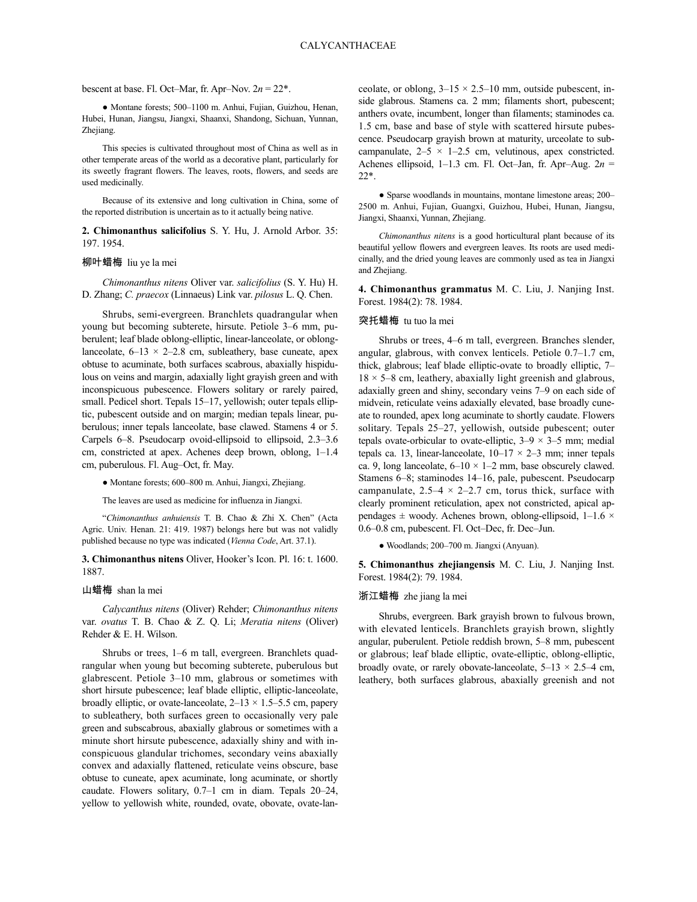bescent at base. Fl. Oct–Mar, fr. Apr–Nov. 2*n* = 22*.

● Montane forests; 500–1100 m. Anhui, Fujian, Guizhou, Henan, Hubei, Hunan, Jiangsu, Jiangxi, Shaanxi, Shandong, Sichuan, Yunnan, Zhejiang.

This species is cultivated throughout most of China as well as in other temperate areas of the world as a decorative plant, particularly for its sweetly fragrant flowers. The leaves, roots, flowers, and seeds are used medicinally.

Because of its extensive and long cultivation in China, some of the reported distribution is uncertain as to it actually being native.

**2. Chimonanthus salicifolius** S. Y. Hu, J. Arnold Arbor. 35: 197. 1954.

**柳叶蜡梅** liu ye la mei

*Chimonanthus nitens* Oliver var. *salicifolius* (S. Y. Hu) H. D. Zhang; *C. praecox* (Linnaeus) Link var. *pilosus* L. Q. Chen.

Shrubs, semi-evergreen. Branchlets quadrangular when young but becoming subterete, hirsute. Petiole 3–6 mm, puberulent; leaf blade oblong-elliptic, linear-lanceolate, or oblong-lanceolate, 6–13 × 2–2.8 cm, subleathery, base cuneate, apex obtuse to acuminate, both surfaces scabrous, abaxially hispidulous on veins and margin, adaxially light grayish green and with inconspicuous pubescence. Flowers solitary or rarely paired, small. Pedicel short. Tepals 15–17, yellowish; outer tepals elliptic, pubescent outside and on margin; median tepals linear, puberulous; inner tepals lanceolate, base clawed. Stamens 4 or 5. Carpels 6–8. Pseudocarp ovoid-ellipsoid to ellipsoid, 2.3–3.6 cm, constricted at apex. Achenes deep brown, oblong, 1–1.4 cm, puberulous. Fl. Aug–Oct, fr. May.

● Montane forests; 600–800 m. Anhui, Jiangxi, Zhejiang.

The leaves are used as medicine for influenza in Jiangxi.

"*Chimonanthus anhuiensis* T. B. Chao & Zhi X. Chen" (Acta Agric. Univ. Henan. 21: 419. 1987) belongs here but was not validly published because no type was indicated (*Vienna Code*, Art. 37.1).

**3. Chimonanthus nitens** Oliver, Hooker's Icon. Pl. 16: t. 1600. 1887.

**山蜡梅** shan la mei

*Calycanthus nitens* (Oliver) Rehder; *Chimonanthus nitens* var. *ovatus* T. B. Chao & Z. Q. Li; *Meratia nitens* (Oliver) Rehder & E. H. Wilson.

Shrubs or trees, 1–6 m tall, evergreen. Branchlets quadrangular when young but becoming subterete, puberulous but glabrescent. Petiole 3–10 mm, glabrous or sometimes with short hirsute pubescence; leaf blade elliptic, elliptic-lanceolate, broadly elliptic, or ovate-lanceolate, 2–13 × 1.5–5.5 cm, papery to subleathery, both surfaces green to occasionally very pale green and subscabrous, abaxially glabrous or sometimes with a minute short hirsute pubescence, adaxially shiny and with inconspicuous glandular trichomes, secondary veins abaxially convex and adaxially flattened, reticulate veins obscure, base obtuse to cuneate, apex acuminate, long acuminate, or shortly caudate. Flowers solitary, 0.7–1 cm in diam. Tepals 20–24, yellow to yellowish white, rounded, ovate, obovate, ovate-lanceolate, or oblong, 3–15 × 2.5–10 mm, outside pubescent, inside glabrous. Stamens ca. 2 mm; filaments short, pubescent; anthers ovate, incumbent, longer than filaments; staminodes ca. 1.5 cm, base and base of style with scattered hirsute pubescence. Pseudocarp grayish brown at maturity, urceolate to subcampanulate, 2–5 × 1–2.5 cm, velutinous, apex constricted. Achenes ellipsoid, 1–1.3 cm. Fl. Oct–Jan, fr. Apr–Aug. 2*n* = 22*.

● Sparse woodlands in mountains, montane limestone areas; 200–2500 m. Anhui, Fujian, Guangxi, Guizhou, Hubei, Hunan, Jiangsu, Jiangxi, Shaanxi, Yunnan, Zhejiang.

*Chimonanthus nitens* is a good horticultural plant because of its beautiful yellow flowers and evergreen leaves. Its roots are used medicinally, and the dried young leaves are commonly used as tea in Jiangxi and Zhejiang.

**4. Chimonanthus grammatus** M. C. Liu, J. Nanjing Inst. Forest. 1984(2): 78. 1984.

**突托蜡梅** tu tuo la mei

Shrubs or trees, 4–6 m tall, evergreen. Branches slender, angular, glabrous, with convex lenticels. Petiole 0.7–1.7 cm, thick, glabrous; leaf blade elliptic-ovate to broadly elliptic, 7–18 × 5–8 cm, leathery, abaxially light greenish and glabrous, adaxially green and shiny, secondary veins 7–9 on each side of midvein, reticulate veins adaxially elevated, base broadly cuneate to rounded, apex long acuminate to shortly caudate. Flowers solitary. Tepals 25–27, yellowish, outside pubescent; outer tepals ovate-orbicular to ovate-elliptic, 3–9 × 3–5 mm; medial tepals ca. 13, linear-lanceolate, 10–17 × 2–3 mm; inner tepals ca. 9, long lanceolate, 6–10 × 1–2 mm, base obscurely clawed. Stamens 6–8; staminodes 14–16, pale, pubescent. Pseudocarp campanulate, 2.5–4 × 2–2.7 cm, torus thick, surface with clearly prominent reticulation, apex not constricted, apical appendages ± woody. Achenes brown, oblong-ellipsoid, 1–1.6 × 0.6–0.8 cm, pubescent. Fl. Oct–Dec, fr. Dec–Jun.

● Woodlands; 200–700 m. Jiangxi (Anyuan).

**5. Chimonanthus zhejiangensis** M. C. Liu, J. Nanjing Inst. Forest. 1984(2): 79. 1984.

**浙江蜡梅** zhe jiang la mei

Shrubs, evergreen. Bark grayish brown to fulvous brown, with elevated lenticels. Branchlets grayish brown, slightly angular, puberulent. Petiole reddish brown, 5–8 mm, pubescent or glabrous; leaf blade elliptic, ovate-elliptic, oblong-elliptic, broadly ovate, or rarely obovate-lanceolate, 5–13 × 2.5–4 cm, leathery, both surfaces glabrous, abaxially greenish and not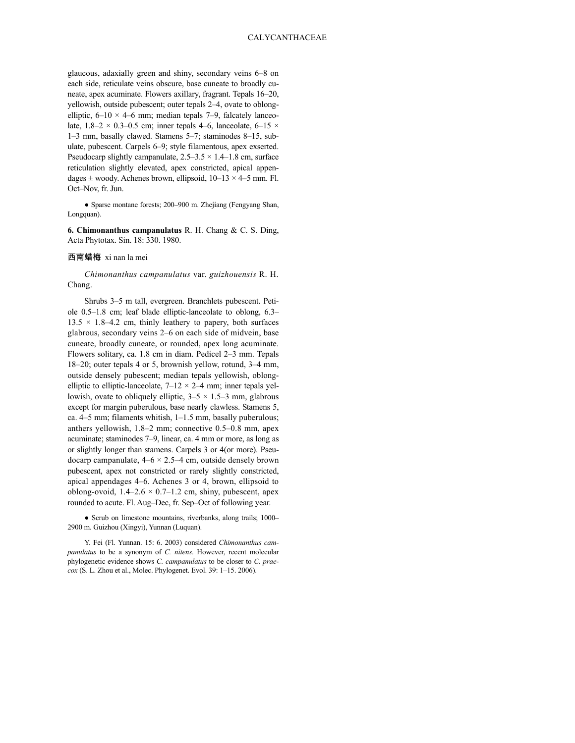glaucous, adaxially green and shiny, secondary veins 6–8 on each side, reticulate veins obscure, base cuneate to broadly cuneate, apex acuminate. Flowers axillary, fragrant. Tepals 16–20, yellowish, outside pubescent; outer tepals 2–4, ovate to oblong-elliptic, 6–10 × 4–6 mm; median tepals 7–9, falcately lanceolate, 1.8–2 × 0.3–0.5 cm; inner tepals 4–6, lanceolate, 6–15 × 1–3 mm, basally clawed. Stamens 5–7; staminodes 8–15, subulate, pubescent. Carpels 6–9; style filamentous, apex exserted. Pseudocarp slightly campanulate, 2.5–3.5 × 1.4–1.8 cm, surface reticulation slightly elevated, apex constricted, apical appendages ± woody. Achenes brown, ellipsoid, 10–13 × 4–5 mm. Fl. Oct–Nov, fr. Jun.

● Sparse montane forests; 200–900 m. Zhejiang (Fengyang Shan, Longquan).

**6. Chimonanthus campanulatus** R. H. Chang & C. S. Ding, Acta Phytotax. Sin. 18: 330. 1980.

**西南蜡梅** xi nan la mei

*Chimonanthus campanulatus* var. *guizhouensis* R. H. Chang.

Shrubs 3–5 m tall, evergreen. Branchlets pubescent. Petiole 0.5–1.8 cm; leaf blade elliptic-lanceolate to oblong, 6.3–13.5 × 1.8–4.2 cm, thinly leathery to papery, both surfaces glabrous, secondary veins 2–6 on each side of midvein, base cuneate, broadly cuneate, or rounded, apex long acuminate. Flowers solitary, ca. 1.8 cm in diam. Pedicel 2–3 mm. Tepals 18–20; outer tepals 4 or 5, brownish yellow, rotund, 3–4 mm, outside densely pubescent; median tepals yellowish, oblong-elliptic to elliptic-lanceolate, 7–12 × 2–4 mm; inner tepals yellowish, ovate to obliquely elliptic, 3–5 × 1.5–3 mm, glabrous except for margin puberulous, base nearly clawless. Stamens 5, ca. 4–5 mm; filaments whitish, 1–1.5 mm, basally puberulous; anthers yellowish, 1.8–2 mm; connective 0.5–0.8 mm, apex acuminate; staminodes 7–9, linear, ca. 4 mm or more, as long as or slightly longer than stamens. Carpels 3 or 4(or more). Pseudocarp campanulate, 4–6 × 2.5–4 cm, outside densely brown pubescent, apex not constricted or rarely slightly constricted, apical appendages 4–6. Achenes 3 or 4, brown, ellipsoid to oblong-ovoid, 1.4–2.6 × 0.7–1.2 cm, shiny, pubescent, apex rounded to acute. Fl. Aug–Dec, fr. Sep–Oct of following year.

● Scrub on limestone mountains, riverbanks, along trails; 1000–2900 m. Guizhou (Xingyi), Yunnan (Luquan).

Y. Fei (Fl. Yunnan. 15: 6. 2003) considered *Chimonanthus campanulatus* to be a synonym of *C. nitens*. However, recent molecular phylogenetic evidence shows *C. campanulatus* to be closer to *C. praecox* (S. L. Zhou et al., Molec. Phylogenet. Evol. 39: 1–15. 2006).